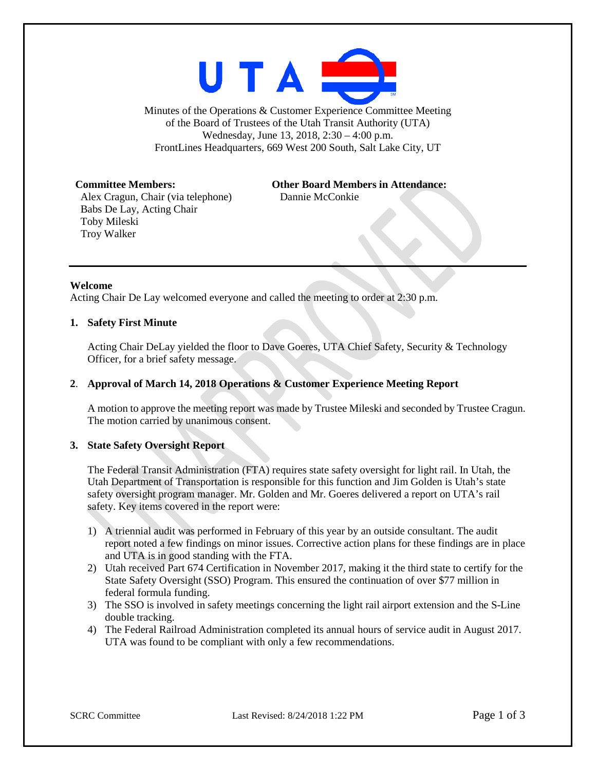Minutes of the Operations & Customer Experience Committee Meeting
of the Board of Trustees of the Utah Transit Authority (UTA)
Wednesday, June 13, 2018, 2:30 – 4:00 p.m.
FrontLines Headquarters, 669 West 200 South, Salt Lake City, UT

**Committee Members:**
Alex Cragun, Chair (via telephone)
Babs De Lay, Acting Chair
Toby Mileski
Troy Walker

**Other Board Members in Attendance:**
Dannie McConkie

---

**Welcome**
Acting Chair De Lay welcomed everyone and called the meeting to order at 2:30 p.m.

**1. Safety First Minute**

Acting Chair DeLay yielded the floor to Dave Goeres, UTA Chief Safety, Security & Technology Officer, for a brief safety message.

**2. Approval of March 14, 2018 Operations & Customer Experience Meeting Report**

A motion to approve the meeting report was made by Trustee Mileski and seconded by Trustee Cragun. The motion carried by unanimous consent.

**3. State Safety Oversight Report**

The Federal Transit Administration (FTA) requires state safety oversight for light rail. In Utah, the Utah Department of Transportation is responsible for this function and Jim Golden is Utah's state safety oversight program manager. Mr. Golden and Mr. Goeres delivered a report on UTA's rail safety. Key items covered in the report were:

1) A triennial audit was performed in February of this year by an outside consultant. The audit report noted a few findings on minor issues. Corrective action plans for these findings are in place and UTA is in good standing with the FTA.
2) Utah received Part 674 Certification in November 2017, making it the third state to certify for the State Safety Oversight (SSO) Program. This ensured the continuation of over $77 million in federal formula funding.
3) The SSO is involved in safety meetings concerning the light rail airport extension and the S-Line double tracking.
4) The Federal Railroad Administration completed its annual hours of service audit in August 2017. UTA was found to be compliant with only a few recommendations.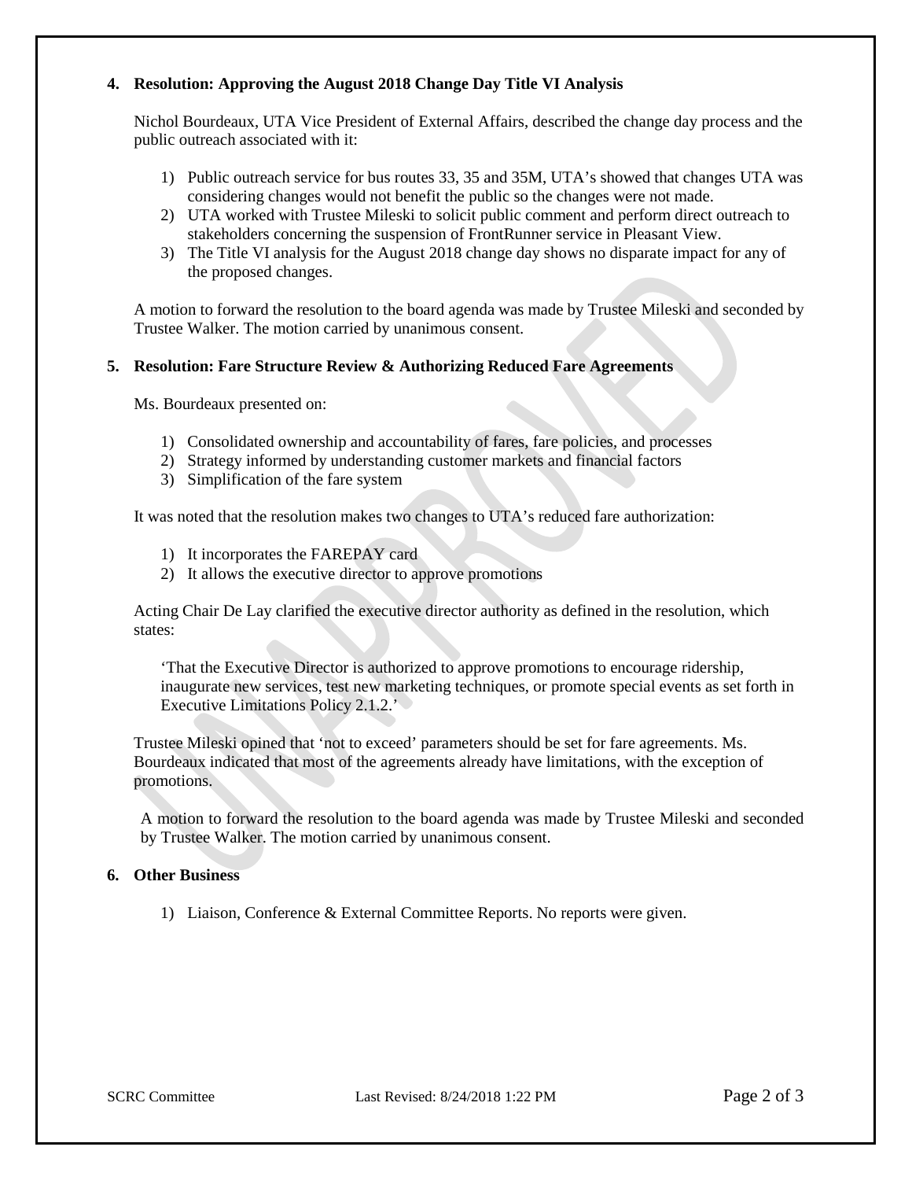**4. Resolution: Approving the August 2018 Change Day Title VI Analysis**

Nichol Bourdeaux, UTA Vice President of External Affairs, described the change day process and the public outreach associated with it:

1) Public outreach service for bus routes 33, 35 and 35M, UTA's showed that changes UTA was considering changes would not benefit the public so the changes were not made.
2) UTA worked with Trustee Mileski to solicit public comment and perform direct outreach to stakeholders concerning the suspension of FrontRunner service in Pleasant View.
3) The Title VI analysis for the August 2018 change day shows no disparate impact for any of the proposed changes.

A motion to forward the resolution to the board agenda was made by Trustee Mileski and seconded by Trustee Walker. The motion carried by unanimous consent.

**5. Resolution: Fare Structure Review & Authorizing Reduced Fare Agreements**

Ms. Bourdeaux presented on:

1) Consolidated ownership and accountability of fares, fare policies, and processes
2) Strategy informed by understanding customer markets and financial factors
3) Simplification of the fare system

It was noted that the resolution makes two changes to UTA's reduced fare authorization:

1) It incorporates the FAREPAY card
2) It allows the executive director to approve promotions

Acting Chair De Lay clarified the executive director authority as defined in the resolution, which states:

> 'That the Executive Director is authorized to approve promotions to encourage ridership, inaugurate new services, test new marketing techniques, or promote special events as set forth in Executive Limitations Policy 2.1.2.'

Trustee Mileski opined that 'not to exceed' parameters should be set for fare agreements. Ms. Bourdeaux indicated that most of the agreements already have limitations, with the exception of promotions.

A motion to forward the resolution to the board agenda was made by Trustee Mileski and seconded by Trustee Walker. The motion carried by unanimous consent.

**6. Other Business**

1) Liaison, Conference & External Committee Reports. No reports were given.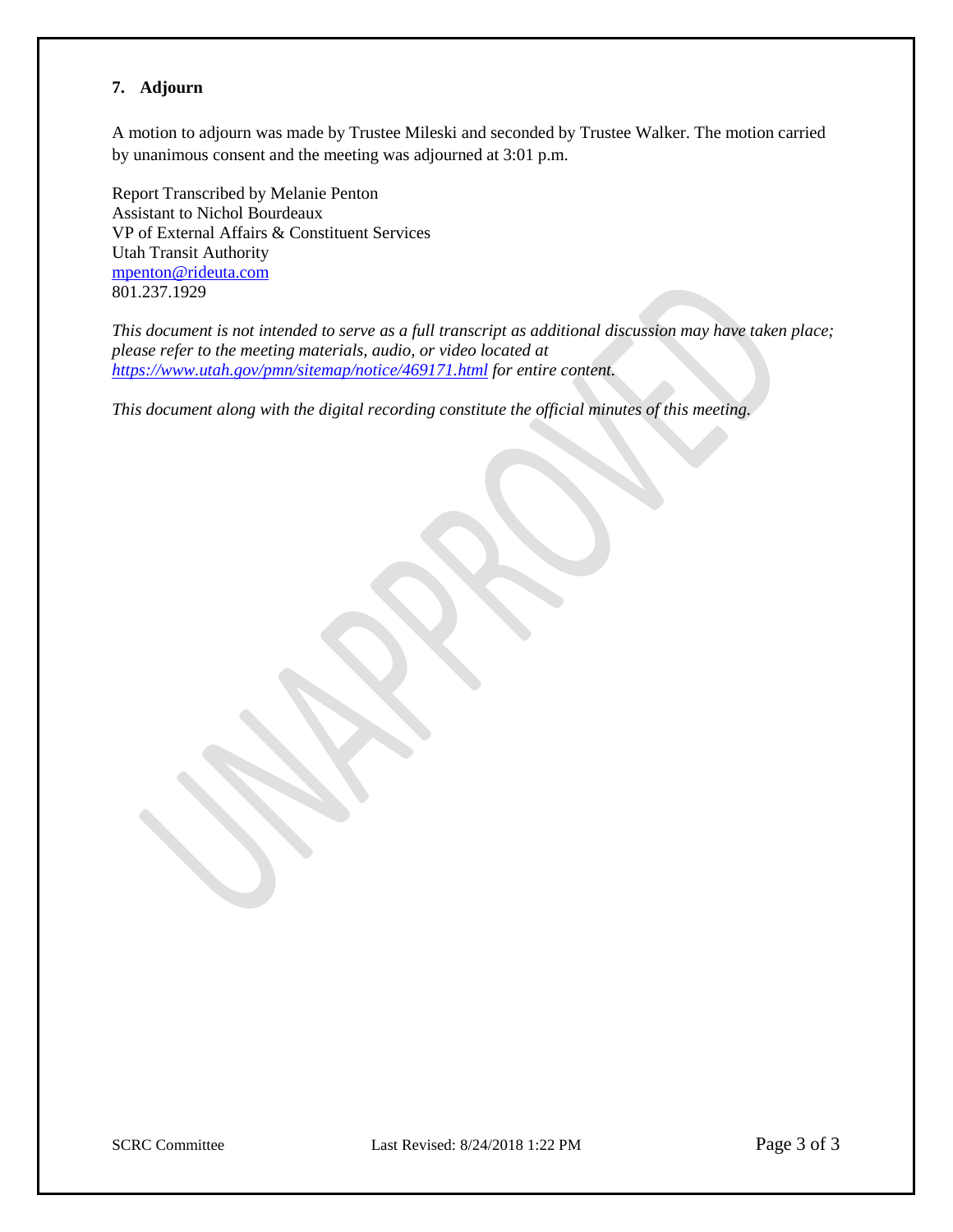## 7. Adjourn

A motion to adjourn was made by Trustee Mileski and seconded by Trustee Walker. The motion carried by unanimous consent and the meeting was adjourned at 3:01 p.m.

Report Transcribed by Melanie Penton
Assistant to Nichol Bourdeaux
VP of External Affairs & Constituent Services
Utah Transit Authority
mpenton@rideuta.com
801.237.1929

*This document is not intended to serve as a full transcript as additional discussion may have taken place; please refer to the meeting materials, audio, or video located at https://www.utah.gov/pmn/sitemap/notice/469171.html for entire content.*

*This document along with the digital recording constitute the official minutes of this meeting.*